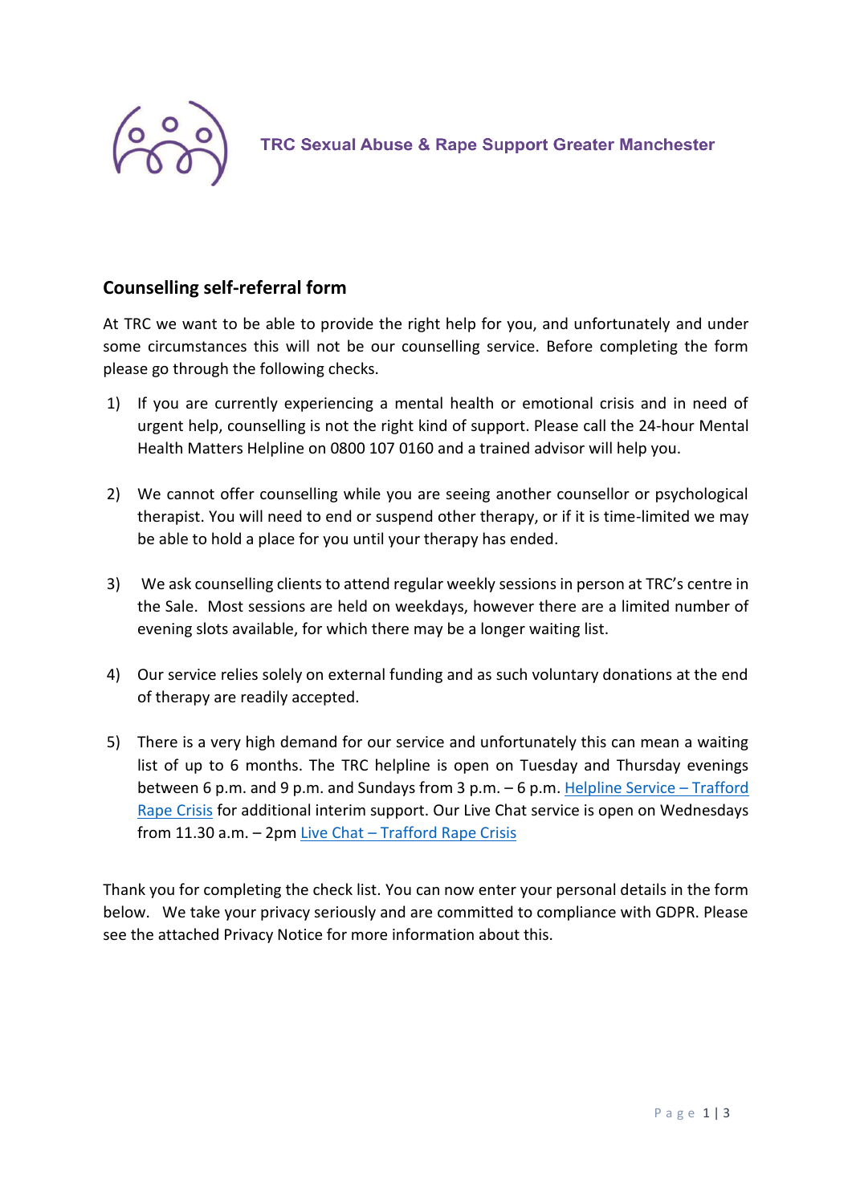TRC Sexual Abuse & Rape Support Greater Manchester

## Counselling self-referral form

At TRC we want to be able to provide the right help for you, and unfortunately and under some circumstances this will not be our counselling service. Before completing the form please go through the following checks.

1) If you are currently experiencing a mental health or emotional crisis and in need of urgent help, counselling is not the right kind of support. Please call the 24-hour Mental Health Matters Helpline on 0800 107 0160 and a trained advisor will help you.

2) We cannot offer counselling while you are seeing another counsellor or psychological therapist. You will need to end or suspend other therapy, or if it is time-limited we may be able to hold a place for you until your therapy has ended.

3) We ask counselling clients to attend regular weekly sessions in person at TRC's centre in the Sale. Most sessions are held on weekdays, however there are a limited number of evening slots available, for which there may be a longer waiting list.

4) Our service relies solely on external funding and as such voluntary donations at the end of therapy are readily accepted.

5) There is a very high demand for our service and unfortunately this can mean a waiting list of up to 6 months. The TRC helpline is open on Tuesday and Thursday evenings between 6 p.m. and 9 p.m. and Sundays from 3 p.m. – 6 p.m. Helpline Service – Trafford Rape Crisis for additional interim support. Our Live Chat service is open on Wednesdays from 11.30 a.m. – 2pm Live Chat – Trafford Rape Crisis

Thank you for completing the check list. You can now enter your personal details in the form below. We take your privacy seriously and are committed to compliance with GDPR. Please see the attached Privacy Notice for more information about this.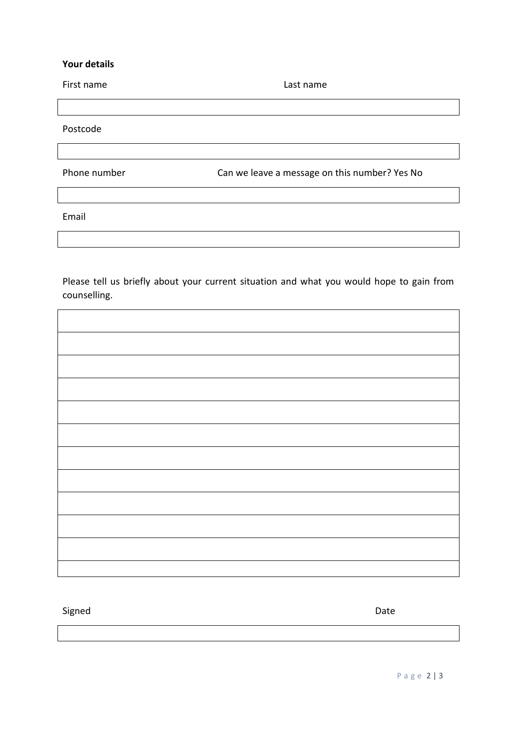**Your details**

First name Last name

Postcode

Phone number Can we leave a message on this number? Yes No

Email

Please tell us briefly about your current situation and what you would hope to gain from counselling.

Signed Date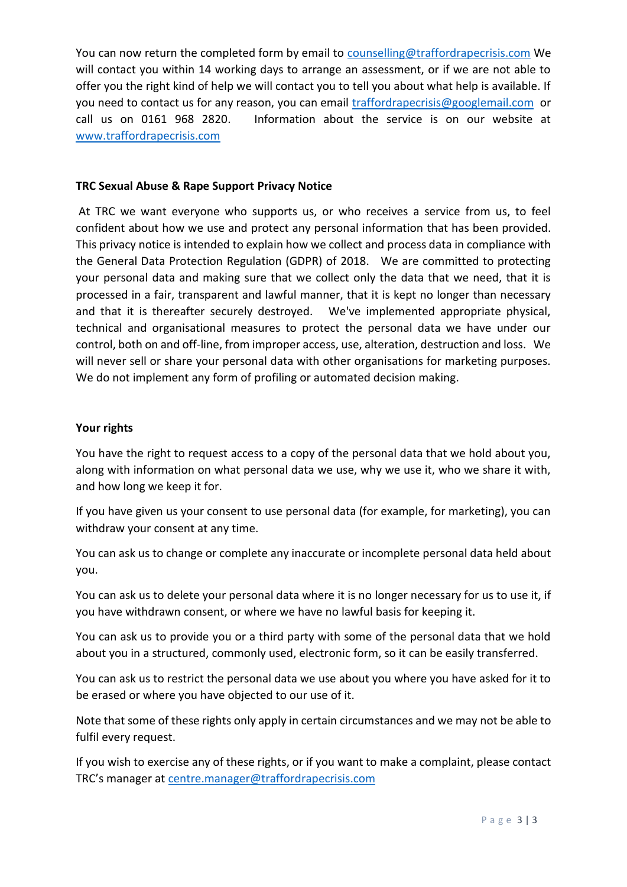You can now return the completed form by email to counselling@traffordrapecrisis.com We will contact you within 14 working days to arrange an assessment, or if we are not able to offer you the right kind of help we will contact you to tell you about what help is available. If you need to contact us for any reason, you can email traffordrapecrisis@googlemail.com or call us on 0161 968 2820. Information about the service is on our website at www.traffordrapecrisis.com

**TRC Sexual Abuse & Rape Support Privacy Notice**

At TRC we want everyone who supports us, or who receives a service from us, to feel confident about how we use and protect any personal information that has been provided. This privacy notice is intended to explain how we collect and process data in compliance with the General Data Protection Regulation (GDPR) of 2018. We are committed to protecting your personal data and making sure that we collect only the data that we need, that it is processed in a fair, transparent and lawful manner, that it is kept no longer than necessary and that it is thereafter securely destroyed. We've implemented appropriate physical, technical and organisational measures to protect the personal data we have under our control, both on and off-line, from improper access, use, alteration, destruction and loss. We will never sell or share your personal data with other organisations for marketing purposes. We do not implement any form of profiling or automated decision making.

**Your rights**

You have the right to request access to a copy of the personal data that we hold about you, along with information on what personal data we use, why we use it, who we share it with, and how long we keep it for.

If you have given us your consent to use personal data (for example, for marketing), you can withdraw your consent at any time.

You can ask us to change or complete any inaccurate or incomplete personal data held about you.

You can ask us to delete your personal data where it is no longer necessary for us to use it, if you have withdrawn consent, or where we have no lawful basis for keeping it.

You can ask us to provide you or a third party with some of the personal data that we hold about you in a structured, commonly used, electronic form, so it can be easily transferred.

You can ask us to restrict the personal data we use about you where you have asked for it to be erased or where you have objected to our use of it.

Note that some of these rights only apply in certain circumstances and we may not be able to fulfil every request.

If you wish to exercise any of these rights, or if you want to make a complaint, please contact TRC's manager at centre.manager@traffordrapecrisis.com